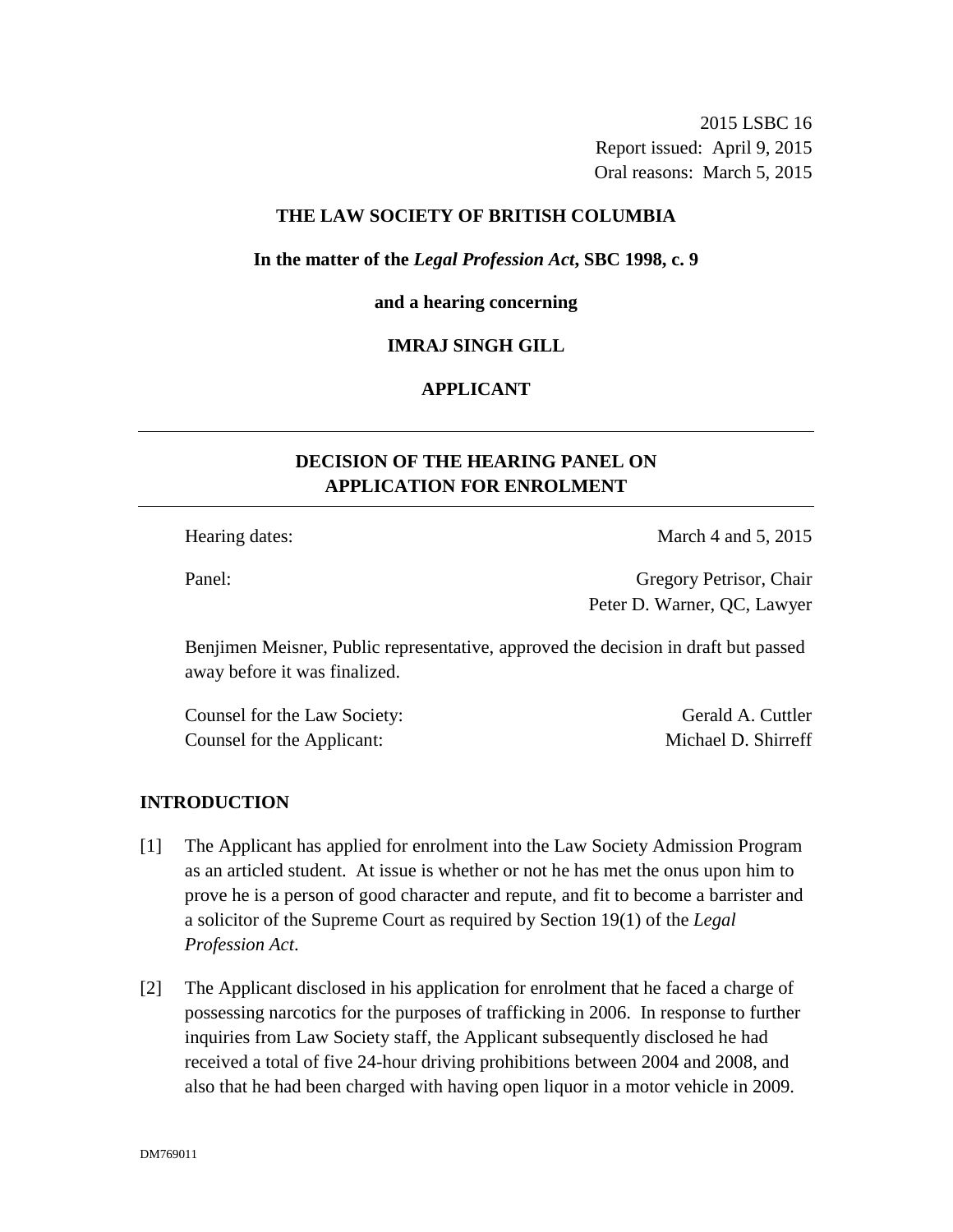2015 LSBC 16
Report issued: April 9, 2015
Oral reasons: March 5, 2015

**THE LAW SOCIETY OF BRITISH COLUMBIA**

**In the matter of the *Legal Profession Act*, SBC 1998, c. 9**

**and a hearing concerning**

**IMRAJ SINGH GILL**

**APPLICANT**

## DECISION OF THE HEARING PANEL ON APPLICATION FOR ENROLMENT

Hearing dates: March 4 and 5, 2015

Panel: Gregory Petrisor, Chair
Peter D. Warner, QC, Lawyer

Benjimen Meisner, Public representative, approved the decision in draft but passed away before it was finalized.

Counsel for the Law Society: Gerald A. Cuttler
Counsel for the Applicant: Michael D. Shirreff

## INTRODUCTION

[1] The Applicant has applied for enrolment into the Law Society Admission Program as an articled student. At issue is whether or not he has met the onus upon him to prove he is a person of good character and repute, and fit to become a barrister and a solicitor of the Supreme Court as required by Section 19(1) of the *Legal Profession Act*.

[2] The Applicant disclosed in his application for enrolment that he faced a charge of possessing narcotics for the purposes of trafficking in 2006. In response to further inquiries from Law Society staff, the Applicant subsequently disclosed he had received a total of five 24-hour driving prohibitions between 2004 and 2008, and also that he had been charged with having open liquor in a motor vehicle in 2009.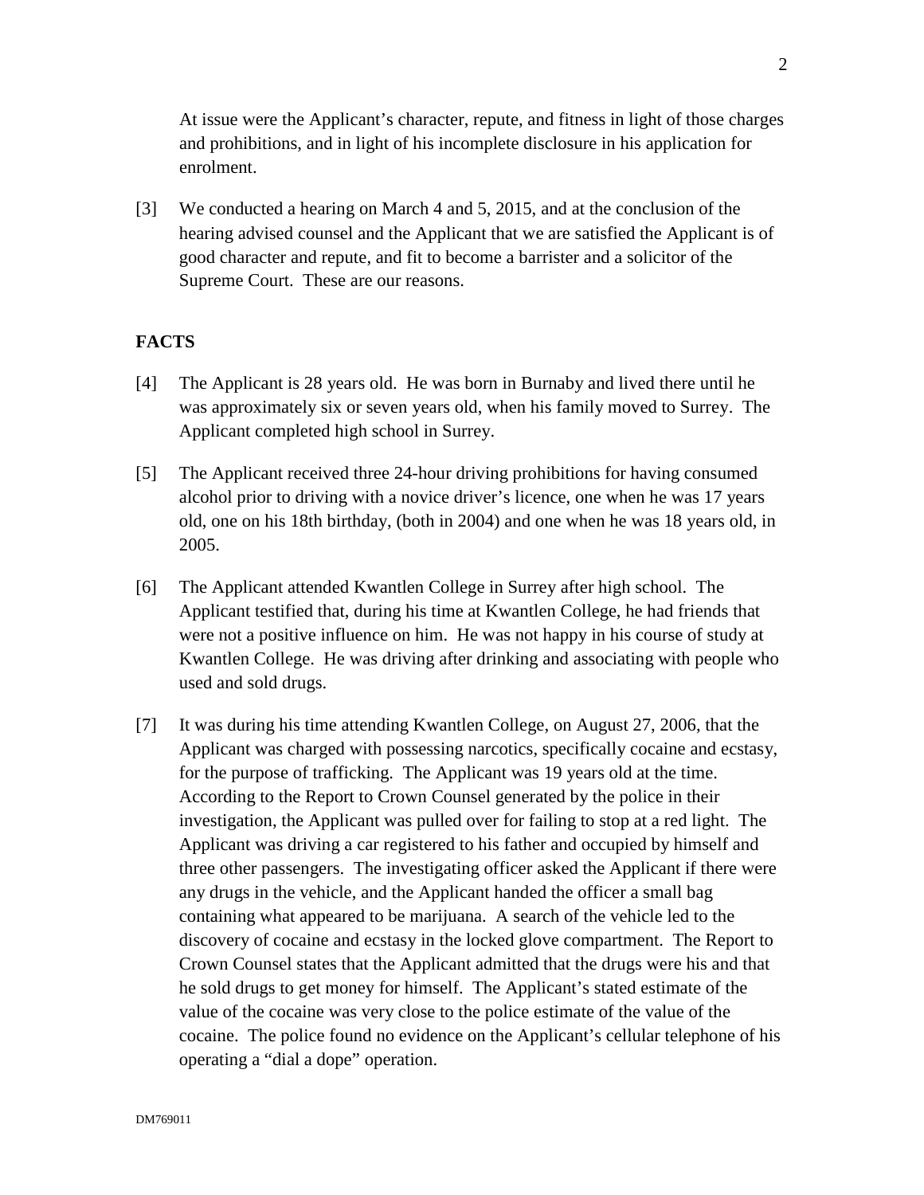At issue were the Applicant's character, repute, and fitness in light of those charges and prohibitions, and in light of his incomplete disclosure in his application for enrolment.

[3] We conducted a hearing on March 4 and 5, 2015, and at the conclusion of the hearing advised counsel and the Applicant that we are satisfied the Applicant is of good character and repute, and fit to become a barrister and a solicitor of the Supreme Court. These are our reasons.

## FACTS

[4] The Applicant is 28 years old. He was born in Burnaby and lived there until he was approximately six or seven years old, when his family moved to Surrey. The Applicant completed high school in Surrey.

[5] The Applicant received three 24-hour driving prohibitions for having consumed alcohol prior to driving with a novice driver's licence, one when he was 17 years old, one on his 18th birthday, (both in 2004) and one when he was 18 years old, in 2005.

[6] The Applicant attended Kwantlen College in Surrey after high school. The Applicant testified that, during his time at Kwantlen College, he had friends that were not a positive influence on him. He was not happy in his course of study at Kwantlen College. He was driving after drinking and associating with people who used and sold drugs.

[7] It was during his time attending Kwantlen College, on August 27, 2006, that the Applicant was charged with possessing narcotics, specifically cocaine and ecstasy, for the purpose of trafficking. The Applicant was 19 years old at the time. According to the Report to Crown Counsel generated by the police in their investigation, the Applicant was pulled over for failing to stop at a red light. The Applicant was driving a car registered to his father and occupied by himself and three other passengers. The investigating officer asked the Applicant if there were any drugs in the vehicle, and the Applicant handed the officer a small bag containing what appeared to be marijuana. A search of the vehicle led to the discovery of cocaine and ecstasy in the locked glove compartment. The Report to Crown Counsel states that the Applicant admitted that the drugs were his and that he sold drugs to get money for himself. The Applicant's stated estimate of the value of the cocaine was very close to the police estimate of the value of the cocaine. The police found no evidence on the Applicant's cellular telephone of his operating a "dial a dope" operation.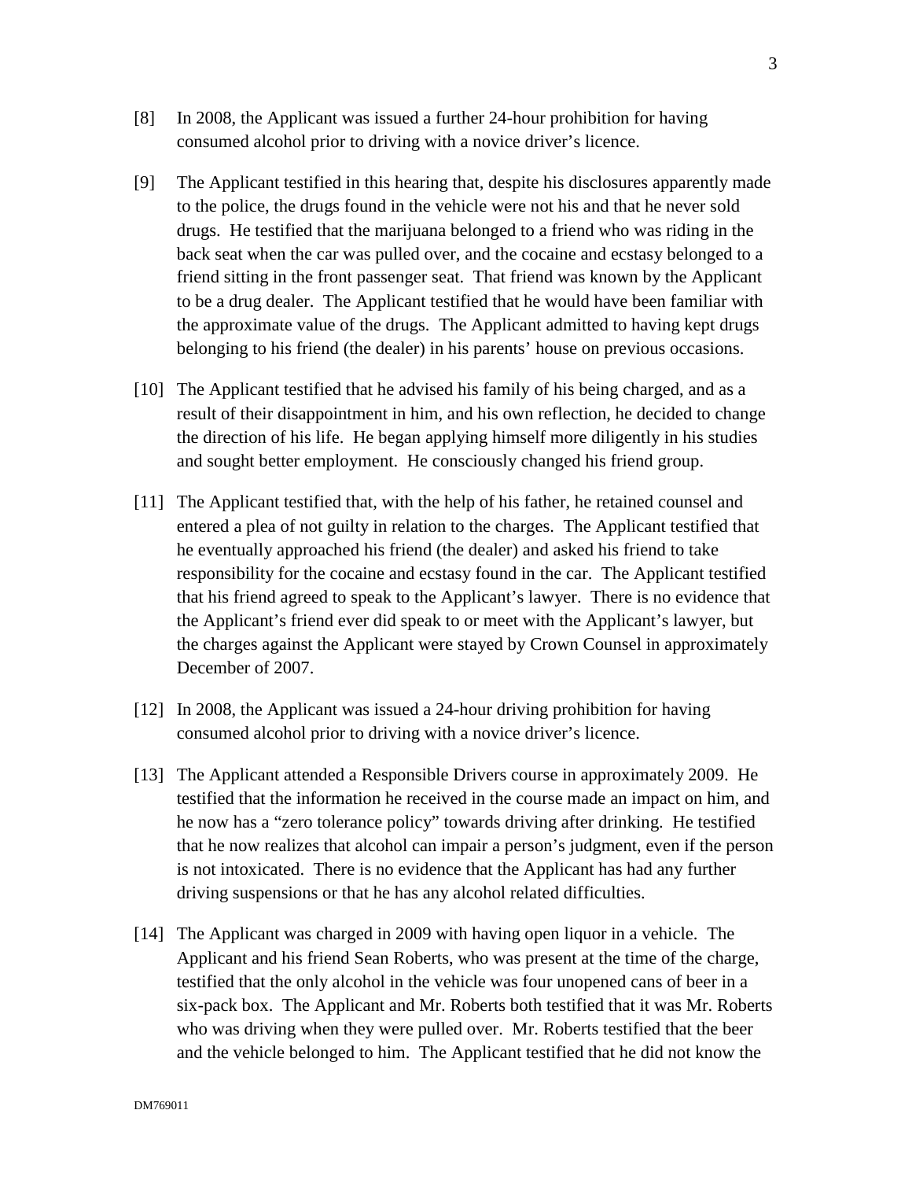[8] In 2008, the Applicant was issued a further 24-hour prohibition for having consumed alcohol prior to driving with a novice driver's licence.

[9] The Applicant testified in this hearing that, despite his disclosures apparently made to the police, the drugs found in the vehicle were not his and that he never sold drugs. He testified that the marijuana belonged to a friend who was riding in the back seat when the car was pulled over, and the cocaine and ecstasy belonged to a friend sitting in the front passenger seat. That friend was known by the Applicant to be a drug dealer. The Applicant testified that he would have been familiar with the approximate value of the drugs. The Applicant admitted to having kept drugs belonging to his friend (the dealer) in his parents' house on previous occasions.

[10] The Applicant testified that he advised his family of his being charged, and as a result of their disappointment in him, and his own reflection, he decided to change the direction of his life. He began applying himself more diligently in his studies and sought better employment. He consciously changed his friend group.

[11] The Applicant testified that, with the help of his father, he retained counsel and entered a plea of not guilty in relation to the charges. The Applicant testified that he eventually approached his friend (the dealer) and asked his friend to take responsibility for the cocaine and ecstasy found in the car. The Applicant testified that his friend agreed to speak to the Applicant's lawyer. There is no evidence that the Applicant's friend ever did speak to or meet with the Applicant's lawyer, but the charges against the Applicant were stayed by Crown Counsel in approximately December of 2007.

[12] In 2008, the Applicant was issued a 24-hour driving prohibition for having consumed alcohol prior to driving with a novice driver's licence.

[13] The Applicant attended a Responsible Drivers course in approximately 2009. He testified that the information he received in the course made an impact on him, and he now has a "zero tolerance policy" towards driving after drinking. He testified that he now realizes that alcohol can impair a person's judgment, even if the person is not intoxicated. There is no evidence that the Applicant has had any further driving suspensions or that he has any alcohol related difficulties.

[14] The Applicant was charged in 2009 with having open liquor in a vehicle. The Applicant and his friend Sean Roberts, who was present at the time of the charge, testified that the only alcohol in the vehicle was four unopened cans of beer in a six-pack box. The Applicant and Mr. Roberts both testified that it was Mr. Roberts who was driving when they were pulled over. Mr. Roberts testified that the beer and the vehicle belonged to him. The Applicant testified that he did not know the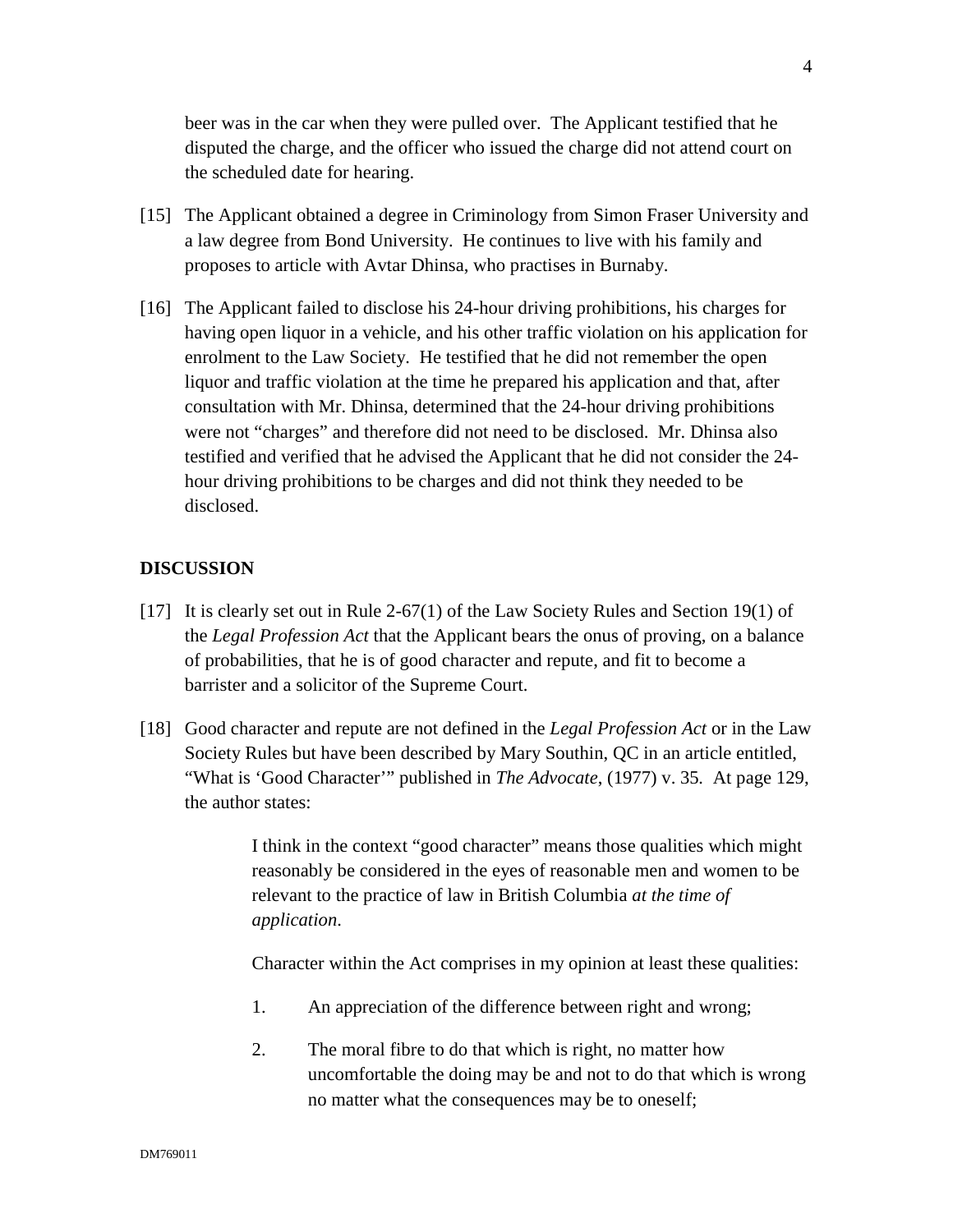beer was in the car when they were pulled over. The Applicant testified that he disputed the charge, and the officer who issued the charge did not attend court on the scheduled date for hearing.

[15] The Applicant obtained a degree in Criminology from Simon Fraser University and a law degree from Bond University. He continues to live with his family and proposes to article with Avtar Dhinsa, who practises in Burnaby.

[16] The Applicant failed to disclose his 24-hour driving prohibitions, his charges for having open liquor in a vehicle, and his other traffic violation on his application for enrolment to the Law Society. He testified that he did not remember the open liquor and traffic violation at the time he prepared his application and that, after consultation with Mr. Dhinsa, determined that the 24-hour driving prohibitions were not "charges" and therefore did not need to be disclosed. Mr. Dhinsa also testified and verified that he advised the Applicant that he did not consider the 24-hour driving prohibitions to be charges and did not think they needed to be disclosed.

## DISCUSSION

[17] It is clearly set out in Rule 2-67(1) of the Law Society Rules and Section 19(1) of the *Legal Profession Act* that the Applicant bears the onus of proving, on a balance of probabilities, that he is of good character and repute, and fit to become a barrister and a solicitor of the Supreme Court.

[18] Good character and repute are not defined in the *Legal Profession Act* or in the Law Society Rules but have been described by Mary Southin, QC in an article entitled, "What is 'Good Character'" published in *The Advocate*, (1977) v. 35. At page 129, the author states:

> I think in the context "good character" means those qualities which might reasonably be considered in the eyes of reasonable men and women to be relevant to the practice of law in British Columbia *at the time of application*.
>
> Character within the Act comprises in my opinion at least these qualities:
>
> 1. An appreciation of the difference between right and wrong;
> 2. The moral fibre to do that which is right, no matter how uncomfortable the doing may be and not to do that which is wrong no matter what the consequences may be to oneself;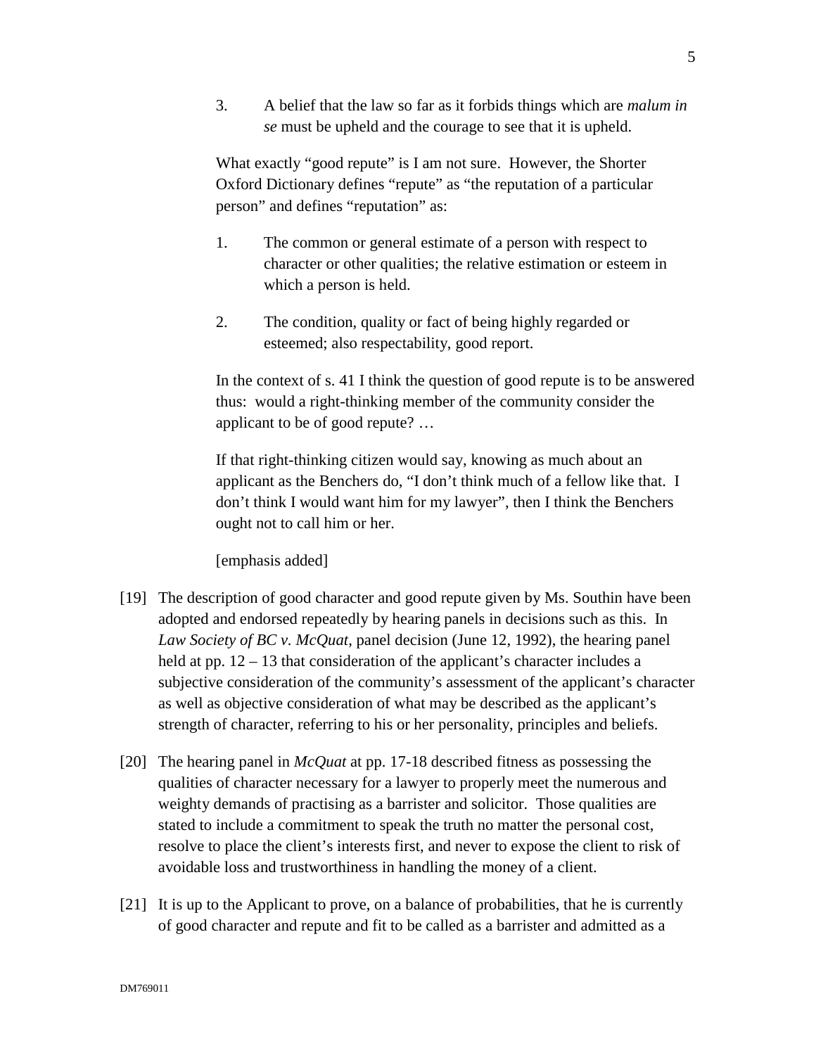> 3. A belief that the law so far as it forbids things which are *malum in se* must be upheld and the courage to see that it is upheld.
>
> What exactly "good repute" is I am not sure. However, the Shorter Oxford Dictionary defines "repute" as "the reputation of a particular person" and defines "reputation" as:
>
> 1. The common or general estimate of a person with respect to character or other qualities; the relative estimation or esteem in which a person is held.
>
> 2. The condition, quality or fact of being highly regarded or esteemed; also respectability, good report.
>
> In the context of s. 41 I think the question of good repute is to be answered thus: would a right-thinking member of the community consider the applicant to be of good repute? …
>
> If that right-thinking citizen would say, knowing as much about an applicant as the Benchers do, "I don't think much of a fellow like that. I don't think I would want him for my lawyer", then I think the Benchers ought not to call him or her.
>
> [emphasis added]

[19] The description of good character and good repute given by Ms. Southin have been adopted and endorsed repeatedly by hearing panels in decisions such as this. In *Law Society of BC v. McQuat*, panel decision (June 12, 1992), the hearing panel held at pp. 12 – 13 that consideration of the applicant's character includes a subjective consideration of the community's assessment of the applicant's character as well as objective consideration of what may be described as the applicant's strength of character, referring to his or her personality, principles and beliefs.

[20] The hearing panel in *McQuat* at pp. 17-18 described fitness as possessing the qualities of character necessary for a lawyer to properly meet the numerous and weighty demands of practising as a barrister and solicitor. Those qualities are stated to include a commitment to speak the truth no matter the personal cost, resolve to place the client's interests first, and never to expose the client to risk of avoidable loss and trustworthiness in handling the money of a client.

[21] It is up to the Applicant to prove, on a balance of probabilities, that he is currently of good character and repute and fit to be called as a barrister and admitted as a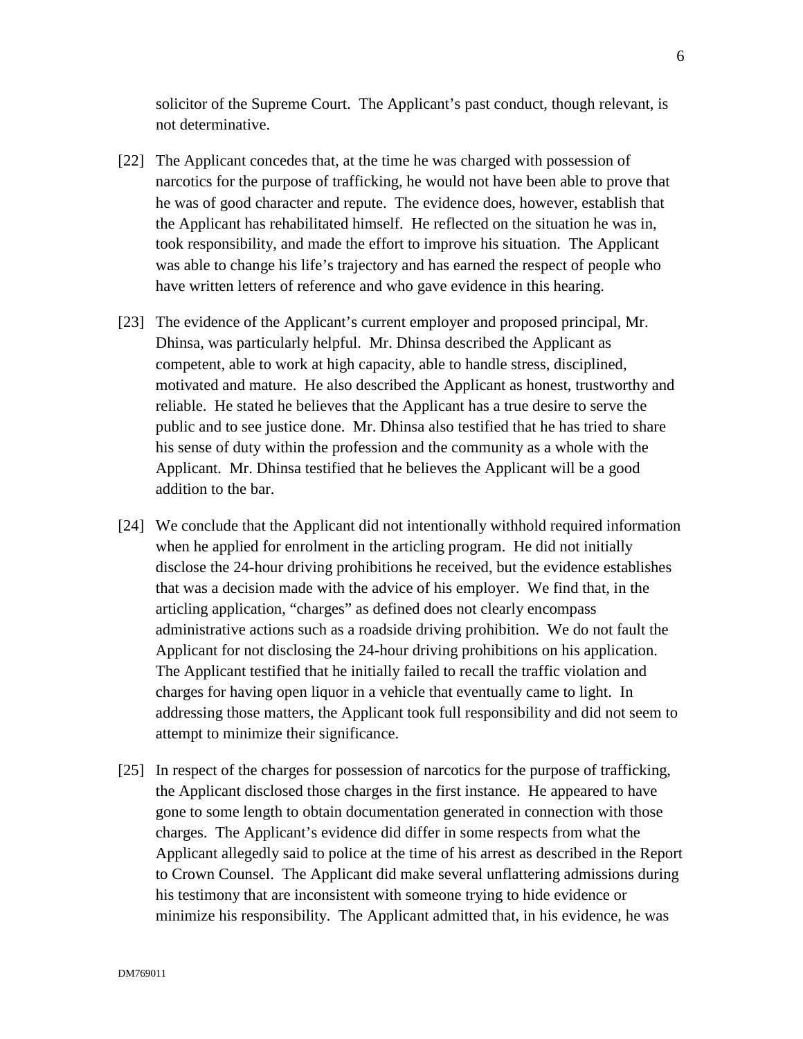solicitor of the Supreme Court. The Applicant's past conduct, though relevant, is not determinative.

[22] The Applicant concedes that, at the time he was charged with possession of narcotics for the purpose of trafficking, he would not have been able to prove that he was of good character and repute. The evidence does, however, establish that the Applicant has rehabilitated himself. He reflected on the situation he was in, took responsibility, and made the effort to improve his situation. The Applicant was able to change his life's trajectory and has earned the respect of people who have written letters of reference and who gave evidence in this hearing.

[23] The evidence of the Applicant's current employer and proposed principal, Mr. Dhinsa, was particularly helpful. Mr. Dhinsa described the Applicant as competent, able to work at high capacity, able to handle stress, disciplined, motivated and mature. He also described the Applicant as honest, trustworthy and reliable. He stated he believes that the Applicant has a true desire to serve the public and to see justice done. Mr. Dhinsa also testified that he has tried to share his sense of duty within the profession and the community as a whole with the Applicant. Mr. Dhinsa testified that he believes the Applicant will be a good addition to the bar.

[24] We conclude that the Applicant did not intentionally withhold required information when he applied for enrolment in the articling program. He did not initially disclose the 24-hour driving prohibitions he received, but the evidence establishes that was a decision made with the advice of his employer. We find that, in the articling application, "charges" as defined does not clearly encompass administrative actions such as a roadside driving prohibition. We do not fault the Applicant for not disclosing the 24-hour driving prohibitions on his application. The Applicant testified that he initially failed to recall the traffic violation and charges for having open liquor in a vehicle that eventually came to light. In addressing those matters, the Applicant took full responsibility and did not seem to attempt to minimize their significance.

[25] In respect of the charges for possession of narcotics for the purpose of trafficking, the Applicant disclosed those charges in the first instance. He appeared to have gone to some length to obtain documentation generated in connection with those charges. The Applicant's evidence did differ in some respects from what the Applicant allegedly said to police at the time of his arrest as described in the Report to Crown Counsel. The Applicant did make several unflattering admissions during his testimony that are inconsistent with someone trying to hide evidence or minimize his responsibility. The Applicant admitted that, in his evidence, he was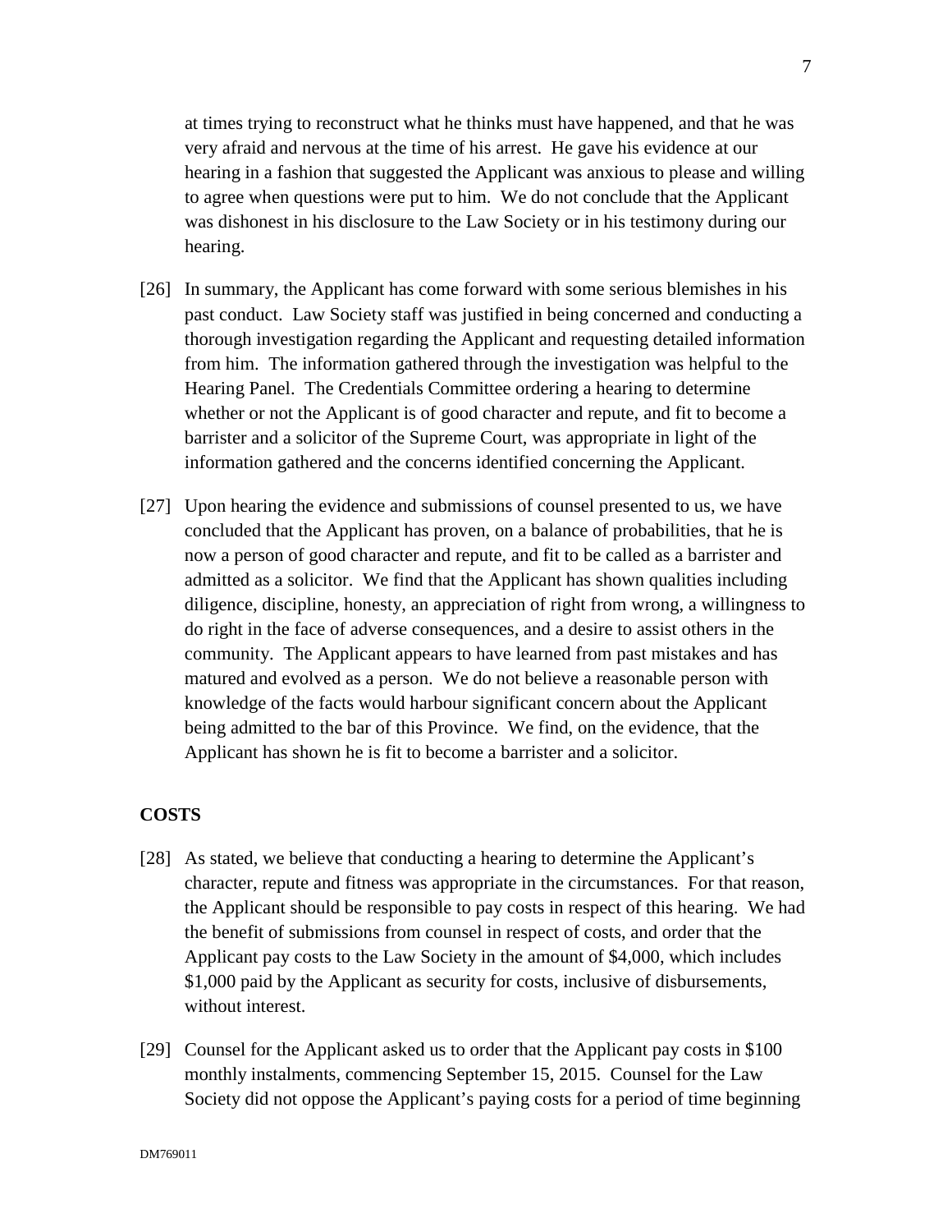at times trying to reconstruct what he thinks must have happened, and that he was very afraid and nervous at the time of his arrest. He gave his evidence at our hearing in a fashion that suggested the Applicant was anxious to please and willing to agree when questions were put to him. We do not conclude that the Applicant was dishonest in his disclosure to the Law Society or in his testimony during our hearing.

[26] In summary, the Applicant has come forward with some serious blemishes in his past conduct. Law Society staff was justified in being concerned and conducting a thorough investigation regarding the Applicant and requesting detailed information from him. The information gathered through the investigation was helpful to the Hearing Panel. The Credentials Committee ordering a hearing to determine whether or not the Applicant is of good character and repute, and fit to become a barrister and a solicitor of the Supreme Court, was appropriate in light of the information gathered and the concerns identified concerning the Applicant.

[27] Upon hearing the evidence and submissions of counsel presented to us, we have concluded that the Applicant has proven, on a balance of probabilities, that he is now a person of good character and repute, and fit to be called as a barrister and admitted as a solicitor. We find that the Applicant has shown qualities including diligence, discipline, honesty, an appreciation of right from wrong, a willingness to do right in the face of adverse consequences, and a desire to assist others in the community. The Applicant appears to have learned from past mistakes and has matured and evolved as a person. We do not believe a reasonable person with knowledge of the facts would harbour significant concern about the Applicant being admitted to the bar of this Province. We find, on the evidence, that the Applicant has shown he is fit to become a barrister and a solicitor.

## COSTS

[28] As stated, we believe that conducting a hearing to determine the Applicant's character, repute and fitness was appropriate in the circumstances. For that reason, the Applicant should be responsible to pay costs in respect of this hearing. We had the benefit of submissions from counsel in respect of costs, and order that the Applicant pay costs to the Law Society in the amount of $4,000, which includes $1,000 paid by the Applicant as security for costs, inclusive of disbursements, without interest.

[29] Counsel for the Applicant asked us to order that the Applicant pay costs in $100 monthly instalments, commencing September 15, 2015. Counsel for the Law Society did not oppose the Applicant's paying costs for a period of time beginning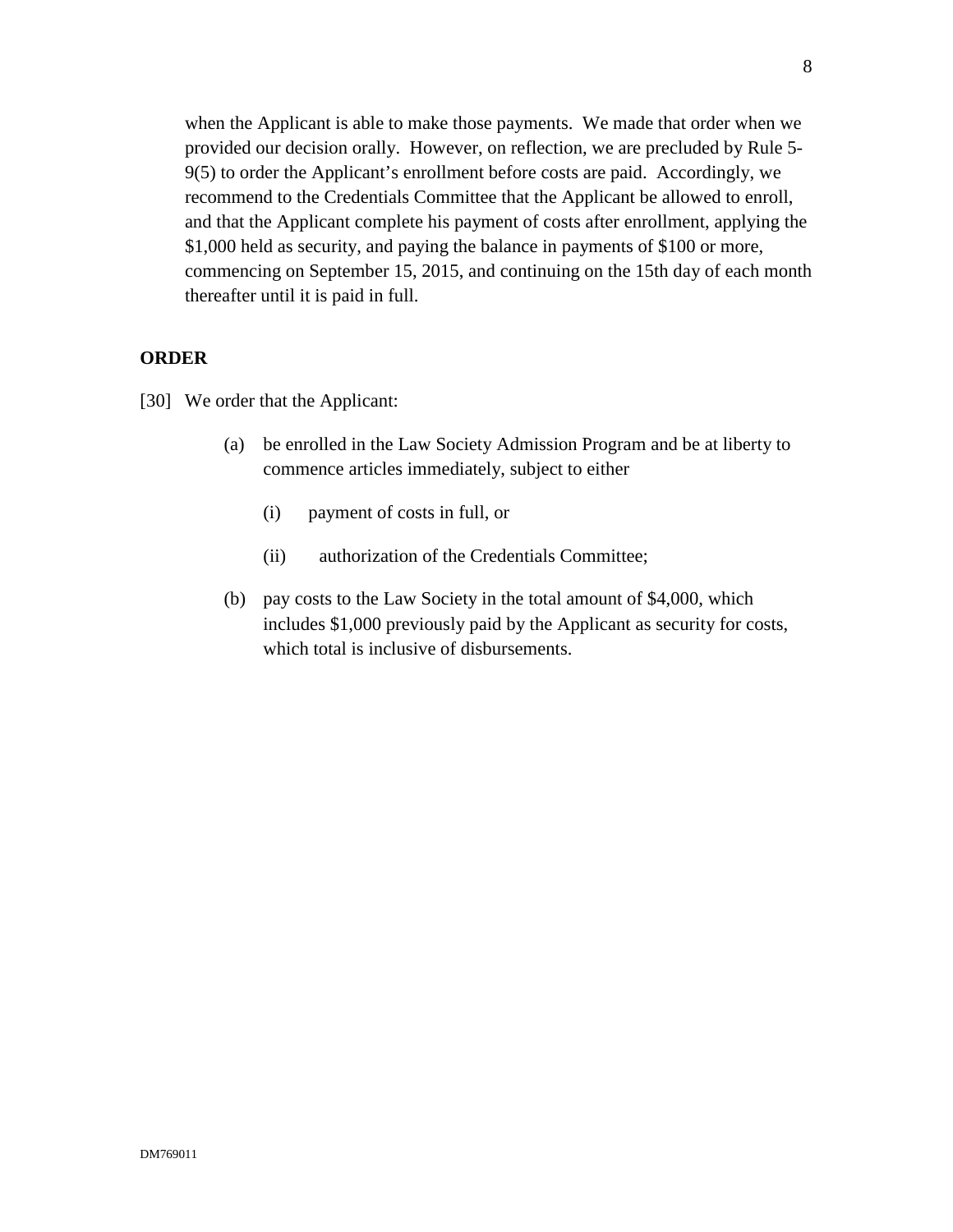when the Applicant is able to make those payments. We made that order when we provided our decision orally. However, on reflection, we are precluded by Rule 5-9(5) to order the Applicant's enrollment before costs are paid. Accordingly, we recommend to the Credentials Committee that the Applicant be allowed to enroll, and that the Applicant complete his payment of costs after enrollment, applying the $1,000 held as security, and paying the balance in payments of $100 or more, commencing on September 15, 2015, and continuing on the 15th day of each month thereafter until it is paid in full.

## ORDER

[30] We order that the Applicant:

(a) be enrolled in the Law Society Admission Program and be at liberty to commence articles immediately, subject to either

(i) payment of costs in full, or

(ii) authorization of the Credentials Committee;

(b) pay costs to the Law Society in the total amount of $4,000, which includes $1,000 previously paid by the Applicant as security for costs, which total is inclusive of disbursements.